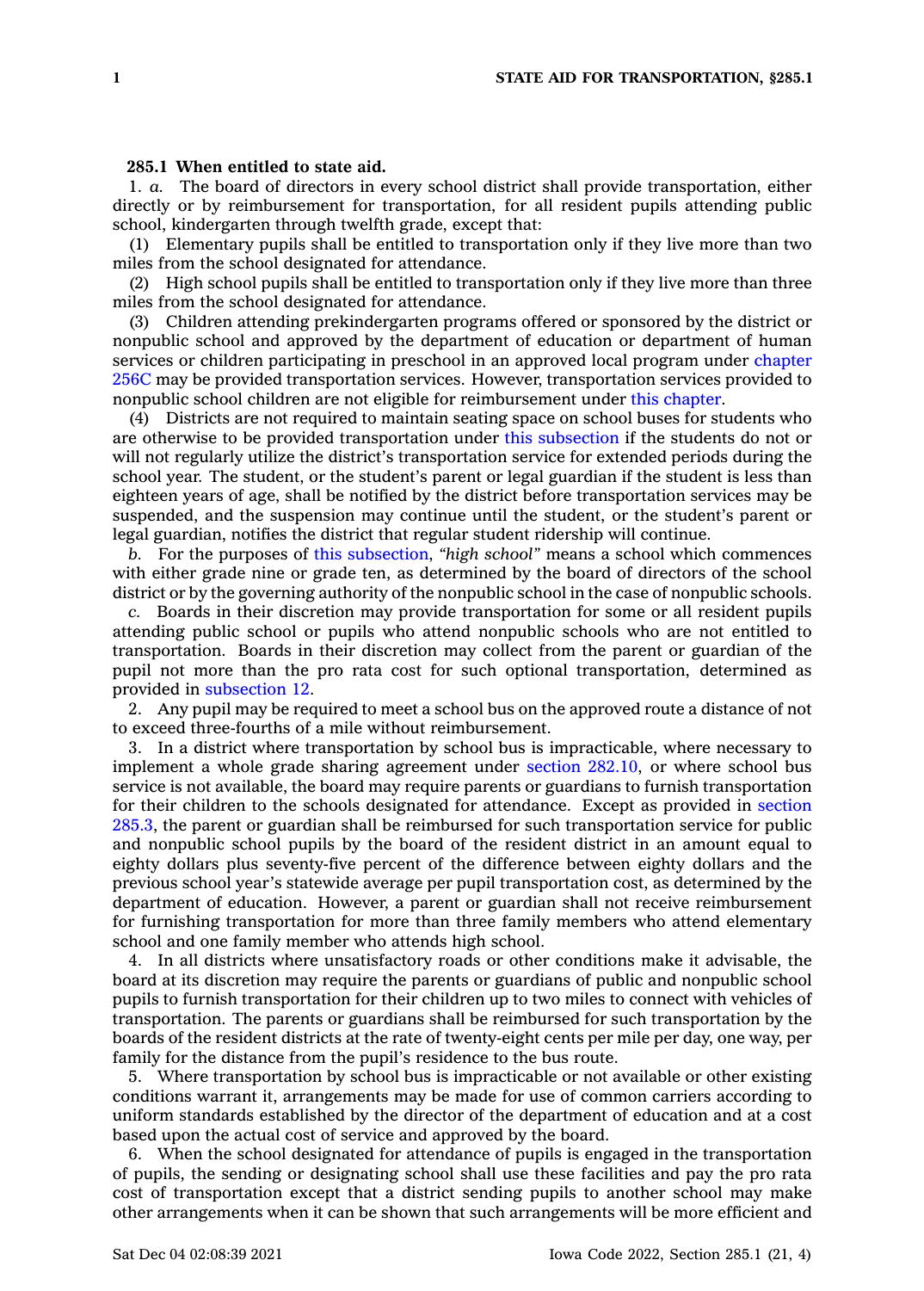**285.1 When entitled to state aid.**

1. *a.* The board of directors in every school district shall provide transportation, either directly or by reimbursement for transportation, for all resident pupils attending public school, kindergarten through twelfth grade, except that:

(1) Elementary pupils shall be entitled to transportation only if they live more than two miles from the school designated for attendance.

(2) High school pupils shall be entitled to transportation only if they live more than three miles from the school designated for attendance.

(3) Children attending prekindergarten programs offered or sponsored by the district or nonpublic school and approved by the department of education or department of human services or children participating in preschool in an approved local program under chapter 256C may be provided transportation services. However, transportation services provided to nonpublic school children are not eligible for reimbursement under this chapter.

(4) Districts are not required to maintain seating space on school buses for students who are otherwise to be provided transportation under this subsection if the students do not or will not regularly utilize the district's transportation service for extended periods during the school year. The student, or the student's parent or legal guardian if the student is less than eighteen years of age, shall be notified by the district before transportation services may be suspended, and the suspension may continue until the student, or the student's parent or legal guardian, notifies the district that regular student ridership will continue.

*b.* For the purposes of this subsection, *"high school"* means a school which commences with either grade nine or grade ten, as determined by the board of directors of the school district or by the governing authority of the nonpublic school in the case of nonpublic schools.

*c.* Boards in their discretion may provide transportation for some or all resident pupils attending public school or pupils who attend nonpublic schools who are not entitled to transportation. Boards in their discretion may collect from the parent or guardian of the pupil not more than the pro rata cost for such optional transportation, determined as provided in subsection 12.

2. Any pupil may be required to meet a school bus on the approved route a distance of not to exceed three-fourths of a mile without reimbursement.

3. In a district where transportation by school bus is impracticable, where necessary to implement a whole grade sharing agreement under section 282.10, or where school bus service is not available, the board may require parents or guardians to furnish transportation for their children to the schools designated for attendance. Except as provided in section 285.3, the parent or guardian shall be reimbursed for such transportation service for public and nonpublic school pupils by the board of the resident district in an amount equal to eighty dollars plus seventy-five percent of the difference between eighty dollars and the previous school year's statewide average per pupil transportation cost, as determined by the department of education. However, a parent or guardian shall not receive reimbursement for furnishing transportation for more than three family members who attend elementary school and one family member who attends high school.

4. In all districts where unsatisfactory roads or other conditions make it advisable, the board at its discretion may require the parents or guardians of public and nonpublic school pupils to furnish transportation for their children up to two miles to connect with vehicles of transportation. The parents or guardians shall be reimbursed for such transportation by the boards of the resident districts at the rate of twenty-eight cents per mile per day, one way, per family for the distance from the pupil's residence to the bus route.

5. Where transportation by school bus is impracticable or not available or other existing conditions warrant it, arrangements may be made for use of common carriers according to uniform standards established by the director of the department of education and at a cost based upon the actual cost of service and approved by the board.

6. When the school designated for attendance of pupils is engaged in the transportation of pupils, the sending or designating school shall use these facilities and pay the pro rata cost of transportation except that a district sending pupils to another school may make other arrangements when it can be shown that such arrangements will be more efficient and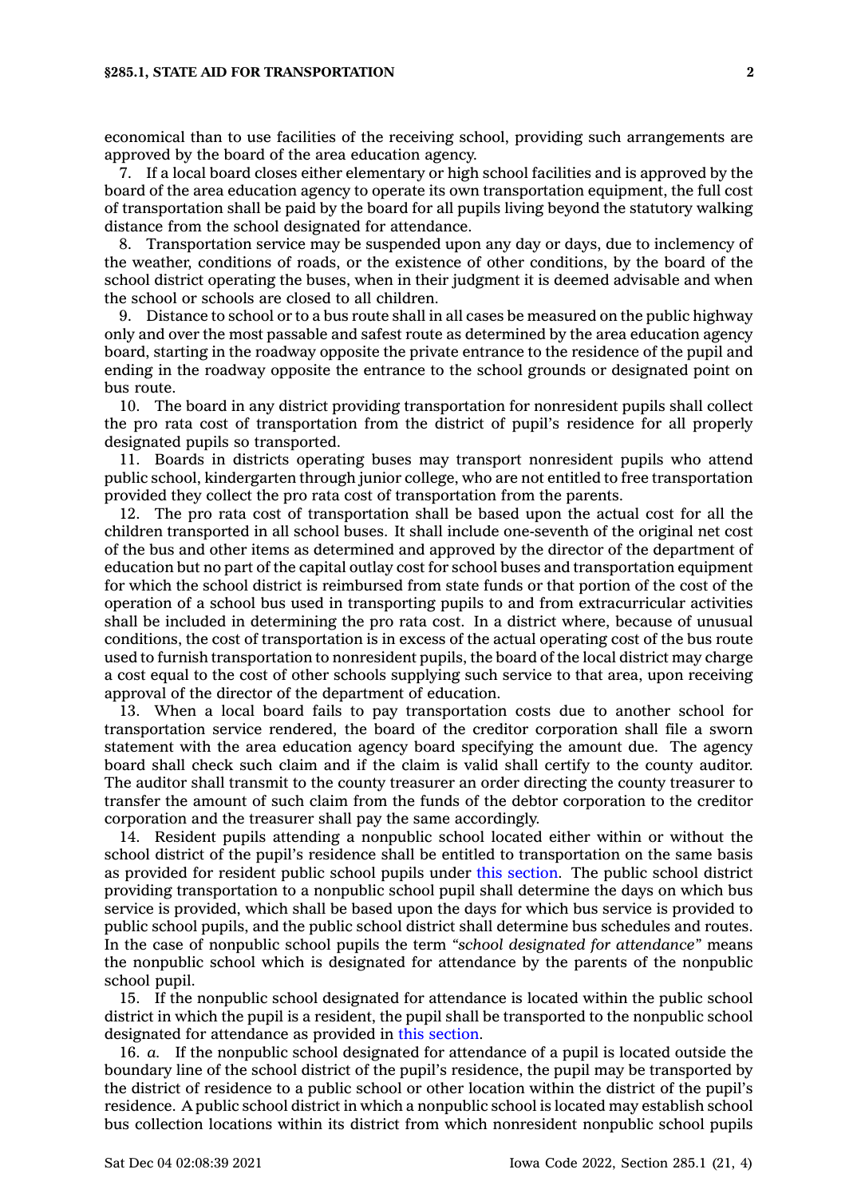economical than to use facilities of the receiving school, providing such arrangements are approved by the board of the area education agency.

7. If a local board closes either elementary or high school facilities and is approved by the board of the area education agency to operate its own transportation equipment, the full cost of transportation shall be paid by the board for all pupils living beyond the statutory walking distance from the school designated for attendance.

8. Transportation service may be suspended upon any day or days, due to inclemency of the weather, conditions of roads, or the existence of other conditions, by the board of the school district operating the buses, when in their judgment it is deemed advisable and when the school or schools are closed to all children.

9. Distance to school or to a bus route shall in all cases be measured on the public highway only and over the most passable and safest route as determined by the area education agency board, starting in the roadway opposite the private entrance to the residence of the pupil and ending in the roadway opposite the entrance to the school grounds or designated point on bus route.

10. The board in any district providing transportation for nonresident pupils shall collect the pro rata cost of transportation from the district of pupil's residence for all properly designated pupils so transported.

11. Boards in districts operating buses may transport nonresident pupils who attend public school, kindergarten through junior college, who are not entitled to free transportation provided they collect the pro rata cost of transportation from the parents.

12. The pro rata cost of transportation shall be based upon the actual cost for all the children transported in all school buses. It shall include one-seventh of the original net cost of the bus and other items as determined and approved by the director of the department of education but no part of the capital outlay cost for school buses and transportation equipment for which the school district is reimbursed from state funds or that portion of the cost of the operation of a school bus used in transporting pupils to and from extracurricular activities shall be included in determining the pro rata cost. In a district where, because of unusual conditions, the cost of transportation is in excess of the actual operating cost of the bus route used to furnish transportation to nonresident pupils, the board of the local district may charge a cost equal to the cost of other schools supplying such service to that area, upon receiving approval of the director of the department of education.

13. When a local board fails to pay transportation costs due to another school for transportation service rendered, the board of the creditor corporation shall file a sworn statement with the area education agency board specifying the amount due. The agency board shall check such claim and if the claim is valid shall certify to the county auditor. The auditor shall transmit to the county treasurer an order directing the county treasurer to transfer the amount of such claim from the funds of the debtor corporation to the creditor corporation and the treasurer shall pay the same accordingly.

14. Resident pupils attending a nonpublic school located either within or without the school district of the pupil's residence shall be entitled to transportation on the same basis as provided for resident public school pupils under this section. The public school district providing transportation to a nonpublic school pupil shall determine the days on which bus service is provided, which shall be based upon the days for which bus service is provided to public school pupils, and the public school district shall determine bus schedules and routes. In the case of nonpublic school pupils the term *"school designated for attendance"* means the nonpublic school which is designated for attendance by the parents of the nonpublic school pupil.

15. If the nonpublic school designated for attendance is located within the public school district in which the pupil is a resident, the pupil shall be transported to the nonpublic school designated for attendance as provided in this section.

16. *a.* If the nonpublic school designated for attendance of a pupil is located outside the boundary line of the school district of the pupil's residence, the pupil may be transported by the district of residence to a public school or other location within the district of the pupil's residence. A public school district in which a nonpublic school is located may establish school bus collection locations within its district from which nonresident nonpublic school pupils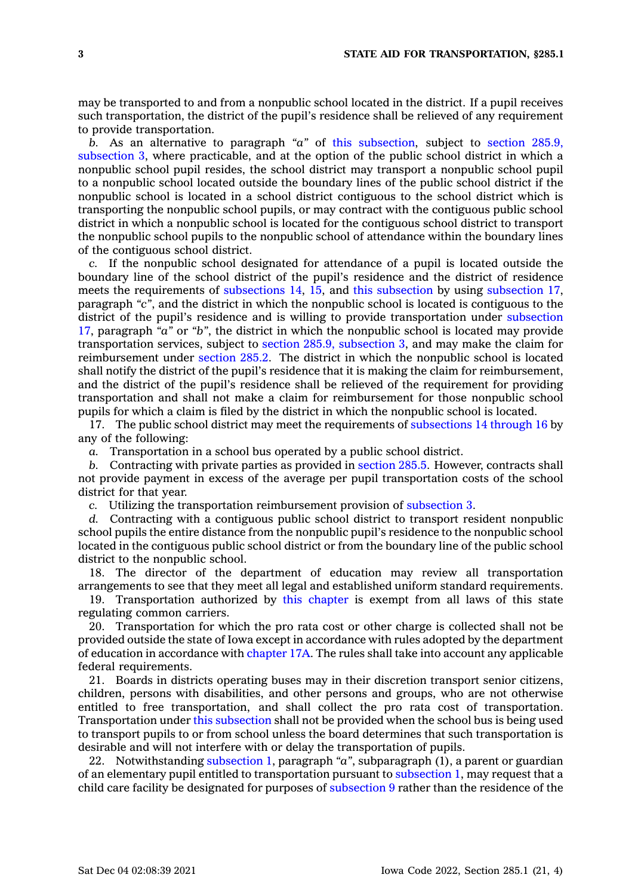may be transported to and from a nonpublic school located in the district. If a pupil receives such transportation, the district of the pupil's residence shall be relieved of any requirement to provide transportation.

*b.* As an alternative to paragraph *"a"* of this subsection, subject to section 285.9, subsection 3, where practicable, and at the option of the public school district in which a nonpublic school pupil resides, the school district may transport a nonpublic school pupil to a nonpublic school located outside the boundary lines of the public school district if the nonpublic school is located in a school district contiguous to the school district which is transporting the nonpublic school pupils, or may contract with the contiguous public school district in which a nonpublic school is located for the contiguous school district to transport the nonpublic school pupils to the nonpublic school of attendance within the boundary lines of the contiguous school district.

*c.* If the nonpublic school designated for attendance of a pupil is located outside the boundary line of the school district of the pupil's residence and the district of residence meets the requirements of subsections 14, 15, and this subsection by using subsection 17, paragraph *"c"*, and the district in which the nonpublic school is located is contiguous to the district of the pupil's residence and is willing to provide transportation under subsection 17, paragraph *"a"* or *"b"*, the district in which the nonpublic school is located may provide transportation services, subject to section 285.9, subsection 3, and may make the claim for reimbursement under section 285.2. The district in which the nonpublic school is located shall notify the district of the pupil's residence that it is making the claim for reimbursement, and the district of the pupil's residence shall be relieved of the requirement for providing transportation and shall not make a claim for reimbursement for those nonpublic school pupils for which a claim is filed by the district in which the nonpublic school is located.

17. The public school district may meet the requirements of subsections 14 through 16 by any of the following:

*a.* Transportation in a school bus operated by a public school district.

*b.* Contracting with private parties as provided in section 285.5. However, contracts shall not provide payment in excess of the average per pupil transportation costs of the school district for that year.

*c.* Utilizing the transportation reimbursement provision of subsection 3.

*d.* Contracting with a contiguous public school district to transport resident nonpublic school pupils the entire distance from the nonpublic pupil's residence to the nonpublic school located in the contiguous public school district or from the boundary line of the public school district to the nonpublic school.

18. The director of the department of education may review all transportation arrangements to see that they meet all legal and established uniform standard requirements.

19. Transportation authorized by this chapter is exempt from all laws of this state regulating common carriers.

20. Transportation for which the pro rata cost or other charge is collected shall not be provided outside the state of Iowa except in accordance with rules adopted by the department of education in accordance with chapter 17A. The rules shall take into account any applicable federal requirements.

21. Boards in districts operating buses may in their discretion transport senior citizens, children, persons with disabilities, and other persons and groups, who are not otherwise entitled to free transportation, and shall collect the pro rata cost of transportation. Transportation under this subsection shall not be provided when the school bus is being used to transport pupils to or from school unless the board determines that such transportation is desirable and will not interfere with or delay the transportation of pupils.

22. Notwithstanding subsection 1, paragraph *"a"*, subparagraph (1), a parent or guardian of an elementary pupil entitled to transportation pursuant to subsection 1, may request that a child care facility be designated for purposes of subsection 9 rather than the residence of the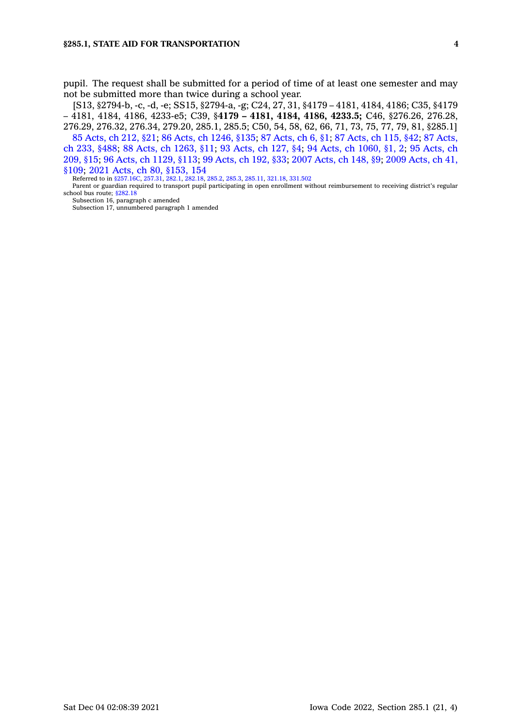pupil. The request shall be submitted for a period of time of at least one semester and may not be submitted more than twice during a school year.

[S13, §2794-b, -c, -d, -e; SS15, §2794-a, -g; C24, 27, 31, §4179 – 4181, 4184, 4186; C35, §4179 – 4181, 4184, 4186, 4233-e5; C39, §**4179 – 4181, 4184, 4186, 4233.5;** C46, §276.26, 276.28, 276.29, 276.32, 276.34, 279.20, 285.1, 285.5; C50, 54, 58, 62, 66, 71, 73, 75, 77, 79, 81, §285.1]

85 Acts, ch 212, §21; 86 Acts, ch 1246, §135; 87 Acts, ch 6, §1; 87 Acts, ch 115, §42; 87 Acts, ch 233, §488; 88 Acts, ch 1263, §11; 93 Acts, ch 127, §4; 94 Acts, ch 1060, §1, 2; 95 Acts, ch 209, §15; 96 Acts, ch 1129, §113; 99 Acts, ch 192, §33; 2007 Acts, ch 148, §9; 2009 Acts, ch 41, §109; 2021 Acts, ch 80, §153, 154

Referred to in §257.16C, 257.31, 282.1, 282.18, 285.2, 285.3, 285.11, 321.18, 331.502

Parent or guardian required to transport pupil participating in open enrollment without reimbursement to receiving district's regular school bus route; §282.18

Subsection 16, paragraph c amended

Subsection 17, unnumbered paragraph 1 amended